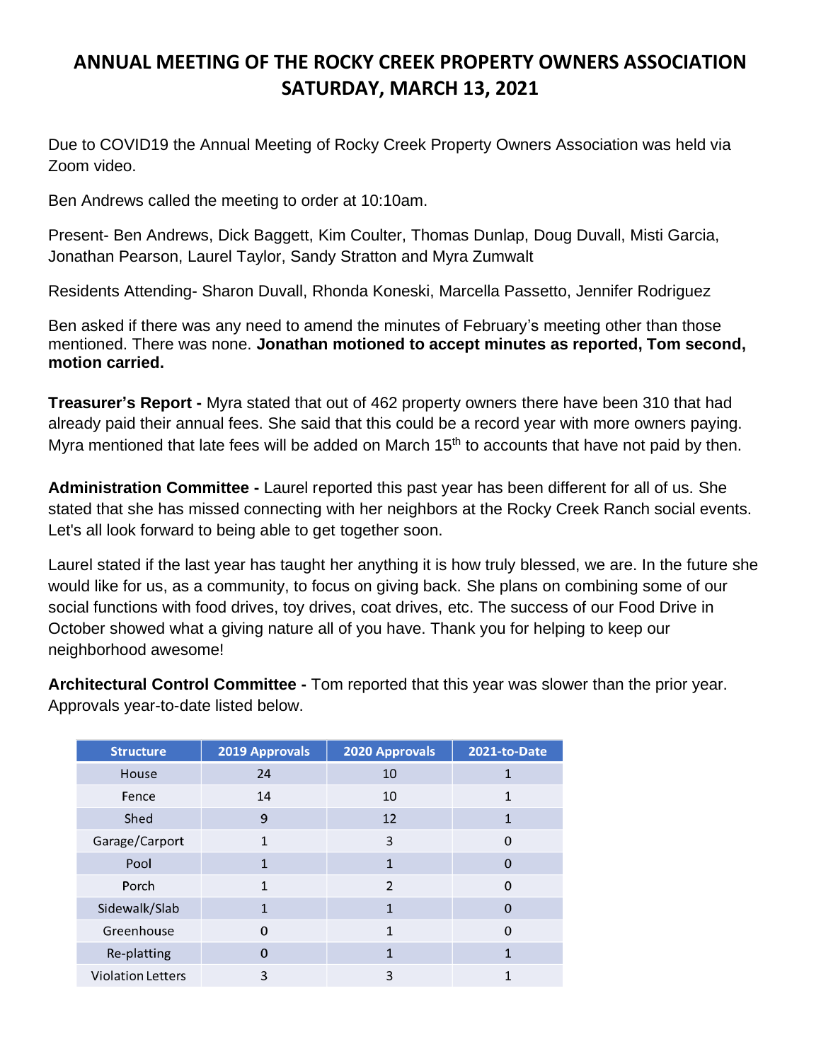# ANNUAL MEETING OF THE ROCKY CREEK PROPERTY OWNERS ASSOCIATION SATURDAY, MARCH 13, 2021

Due to COVID19 the Annual Meeting of Rocky Creek Property Owners Association was held via Zoom video.

Ben Andrews called the meeting to order at 10:10am.

Present- Ben Andrews, Dick Baggett, Kim Coulter, Thomas Dunlap, Doug Duvall, Misti Garcia, Jonathan Pearson, Laurel Taylor, Sandy Stratton and Myra Zumwalt

Residents Attending- Sharon Duvall, Rhonda Koneski, Marcella Passetto, Jennifer Rodriguez

Ben asked if there was any need to amend the minutes of February's meeting other than those mentioned. There was none. **Jonathan motioned to accept minutes as reported, Tom second, motion carried.**

**Treasurer's Report -** Myra stated that out of 462 property owners there have been 310 that had already paid their annual fees. She said that this could be a record year with more owners paying. Myra mentioned that late fees will be added on March 15th to accounts that have not paid by then.

**Administration Committee -** Laurel reported this past year has been different for all of us. She stated that she has missed connecting with her neighbors at the Rocky Creek Ranch social events. Let's all look forward to being able to get together soon.

Laurel stated if the last year has taught her anything it is how truly blessed, we are. In the future she would like for us, as a community, to focus on giving back. She plans on combining some of our social functions with food drives, toy drives, coat drives, etc. The success of our Food Drive in October showed what a giving nature all of you have. Thank you for helping to keep our neighborhood awesome!

**Architectural Control Committee -** Tom reported that this year was slower than the prior year. Approvals year-to-date listed below.

| Structure | 2019 Approvals | 2020 Approvals | 2021-to-Date |
|---|---|---|---|
| House | 24 | 10 | 1 |
| Fence | 14 | 10 | 1 |
| Shed | 9 | 12 | 1 |
| Garage/Carport | 1 | 3 | 0 |
| Pool | 1 | 1 | 0 |
| Porch | 1 | 2 | 0 |
| Sidewalk/Slab | 1 | 1 | 0 |
| Greenhouse | 0 | 1 | 0 |
| Re-platting | 0 | 1 | 1 |
| Violation Letters | 3 | 3 | 1 |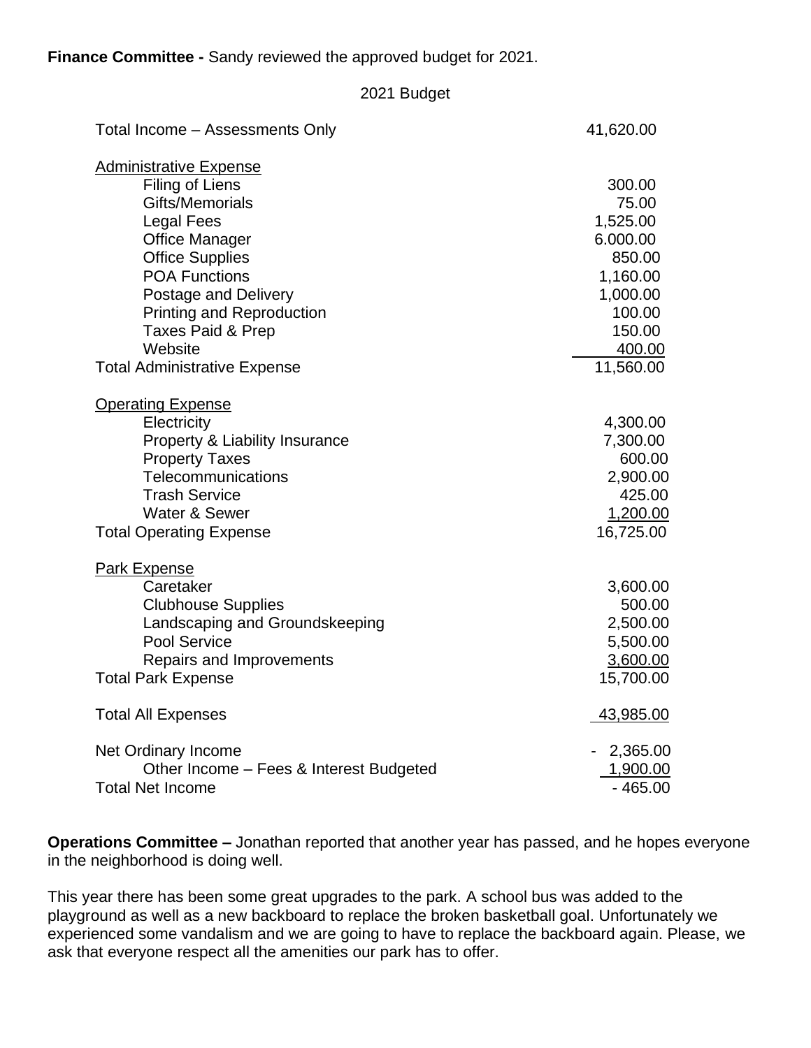**Finance Committee -** Sandy reviewed the approved budget for 2021.

2021 Budget

| | |
|---|---|
| Total Income – Assessments Only | 41,620.00 |
| Administrative Expense | |
| Filing of Liens | 300.00 |
| Gifts/Memorials | 75.00 |
| Legal Fees | 1,525.00 |
| Office Manager | 6.000.00 |
| Office Supplies | 850.00 |
| POA Functions | 1,160.00 |
| Postage and Delivery | 1,000.00 |
| Printing and Reproduction | 100.00 |
| Taxes Paid & Prep | 150.00 |
| Website | 400.00 |
| Total Administrative Expense | 11,560.00 |
| Operating Expense | |
| Electricity | 4,300.00 |
| Property & Liability Insurance | 7,300.00 |
| Property Taxes | 600.00 |
| Telecommunications | 2,900.00 |
| Trash Service | 425.00 |
| Water & Sewer | 1,200.00 |
| Total Operating Expense | 16,725.00 |
| Park Expense | |
| Caretaker | 3,600.00 |
| Clubhouse Supplies | 500.00 |
| Landscaping and Groundskeeping | 2,500.00 |
| Pool Service | 5,500.00 |
| Repairs and Improvements | 3,600.00 |
| Total Park Expense | 15,700.00 |
| Total All Expenses | 43,985.00 |
| Net Ordinary Income | - 2,365.00 |
| Other Income – Fees & Interest Budgeted | 1,900.00 |
| Total Net Income | - 465.00 |

**Operations Committee –** Jonathan reported that another year has passed, and he hopes everyone in the neighborhood is doing well.

This year there has been some great upgrades to the park. A school bus was added to the playground as well as a new backboard to replace the broken basketball goal. Unfortunately we experienced some vandalism and we are going to have to replace the backboard again. Please, we ask that everyone respect all the amenities our park has to offer.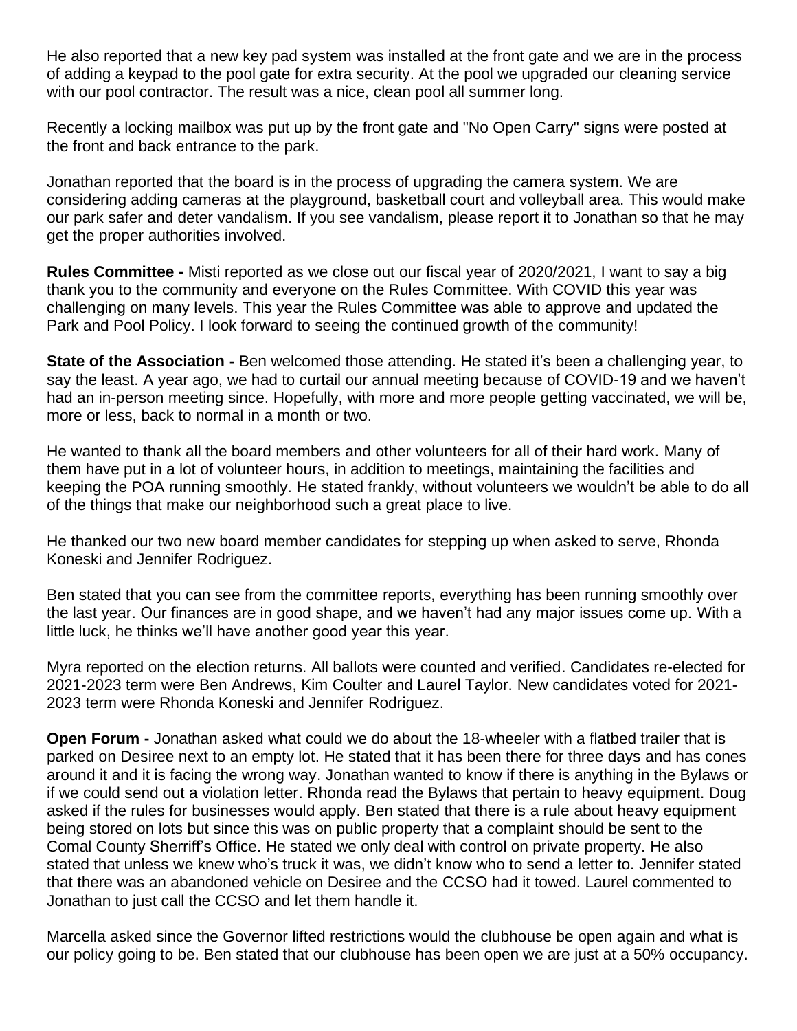He also reported that a new key pad system was installed at the front gate and we are in the process of adding a keypad to the pool gate for extra security. At the pool we upgraded our cleaning service with our pool contractor. The result was a nice, clean pool all summer long.

Recently a locking mailbox was put up by the front gate and "No Open Carry" signs were posted at the front and back entrance to the park.

Jonathan reported that the board is in the process of upgrading the camera system. We are considering adding cameras at the playground, basketball court and volleyball area. This would make our park safer and deter vandalism. If you see vandalism, please report it to Jonathan so that he may get the proper authorities involved.

**Rules Committee -** Misti reported as we close out our fiscal year of 2020/2021, I want to say a big thank you to the community and everyone on the Rules Committee. With COVID this year was challenging on many levels. This year the Rules Committee was able to approve and updated the Park and Pool Policy. I look forward to seeing the continued growth of the community!

**State of the Association -** Ben welcomed those attending. He stated it's been a challenging year, to say the least. A year ago, we had to curtail our annual meeting because of COVID-19 and we haven't had an in-person meeting since. Hopefully, with more and more people getting vaccinated, we will be, more or less, back to normal in a month or two.

He wanted to thank all the board members and other volunteers for all of their hard work. Many of them have put in a lot of volunteer hours, in addition to meetings, maintaining the facilities and keeping the POA running smoothly. He stated frankly, without volunteers we wouldn't be able to do all of the things that make our neighborhood such a great place to live.

He thanked our two new board member candidates for stepping up when asked to serve, Rhonda Koneski and Jennifer Rodriguez.

Ben stated that you can see from the committee reports, everything has been running smoothly over the last year. Our finances are in good shape, and we haven't had any major issues come up. With a little luck, he thinks we'll have another good year this year.

Myra reported on the election returns. All ballots were counted and verified. Candidates re-elected for 2021-2023 term were Ben Andrews, Kim Coulter and Laurel Taylor. New candidates voted for 2021-2023 term were Rhonda Koneski and Jennifer Rodriguez.

**Open Forum -** Jonathan asked what could we do about the 18-wheeler with a flatbed trailer that is parked on Desiree next to an empty lot. He stated that it has been there for three days and has cones around it and it is facing the wrong way. Jonathan wanted to know if there is anything in the Bylaws or if we could send out a violation letter. Rhonda read the Bylaws that pertain to heavy equipment. Doug asked if the rules for businesses would apply. Ben stated that there is a rule about heavy equipment being stored on lots but since this was on public property that a complaint should be sent to the Comal County Sherriff's Office. He stated we only deal with control on private property. He also stated that unless we knew who's truck it was, we didn't know who to send a letter to. Jennifer stated that there was an abandoned vehicle on Desiree and the CCSO had it towed. Laurel commented to Jonathan to just call the CCSO and let them handle it.

Marcella asked since the Governor lifted restrictions would the clubhouse be open again and what is our policy going to be. Ben stated that our clubhouse has been open we are just at a 50% occupancy.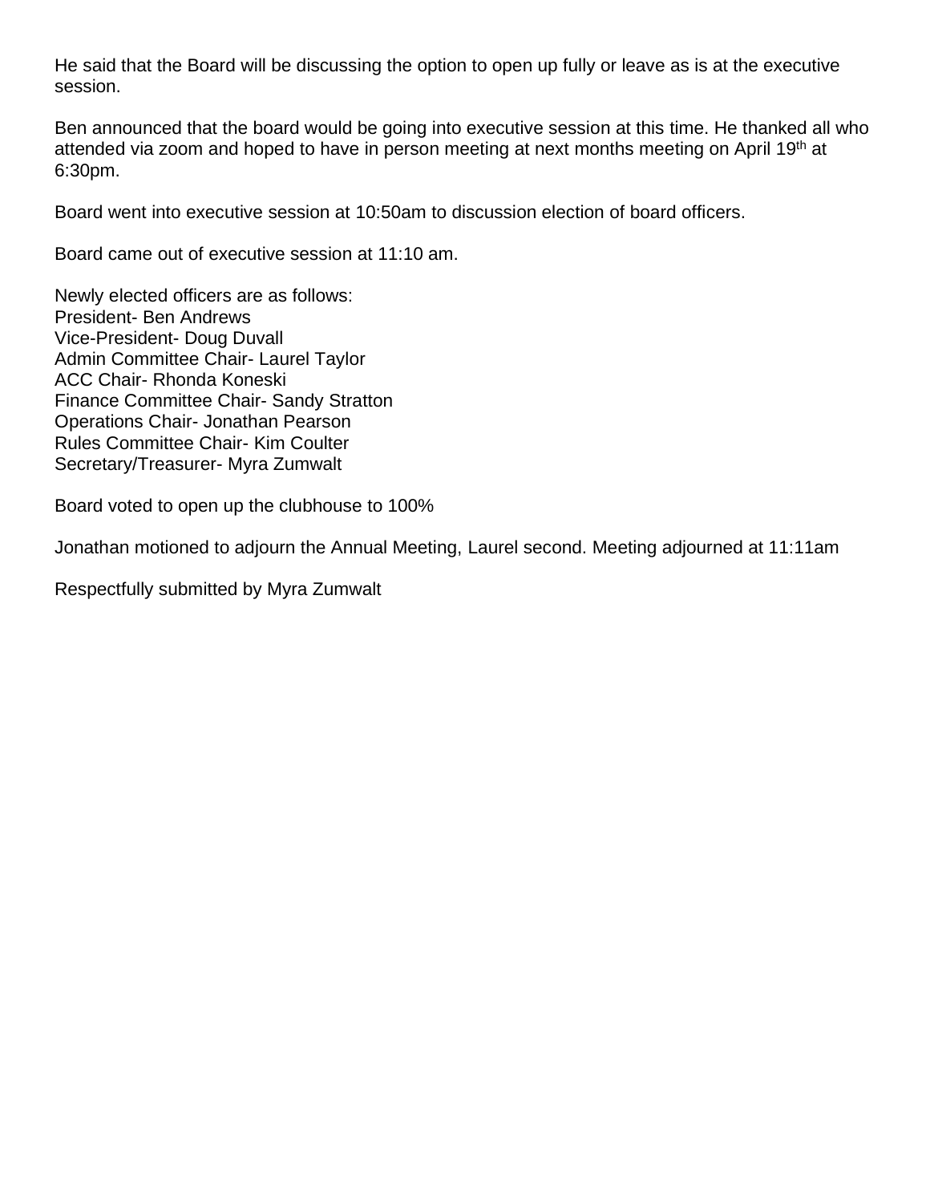He said that the Board will be discussing the option to open up fully or leave as is at the executive session.

Ben announced that the board would be going into executive session at this time. He thanked all who attended via zoom and hoped to have in person meeting at next months meeting on April 19th at 6:30pm.

Board went into executive session at 10:50am to discussion election of board officers.

Board came out of executive session at 11:10 am.

Newly elected officers are as follows:
President- Ben Andrews
Vice-President- Doug Duvall
Admin Committee Chair- Laurel Taylor
ACC Chair- Rhonda Koneski
Finance Committee Chair- Sandy Stratton
Operations Chair- Jonathan Pearson
Rules Committee Chair- Kim Coulter
Secretary/Treasurer- Myra Zumwalt

Board voted to open up the clubhouse to 100%

Jonathan motioned to adjourn the Annual Meeting, Laurel second. Meeting adjourned at 11:11am

Respectfully submitted by Myra Zumwalt